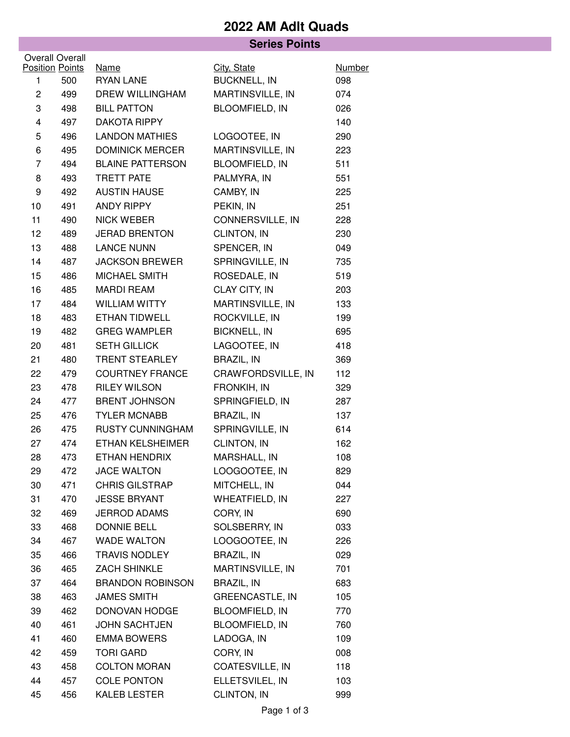# 2022 AM Adlt Quads

## Series Points

| Overall Position | Overall Points | Name | City, State | Number |
|---|---|---|---|---|
| 1 | 500 | RYAN LANE | BUCKNELL, IN | 098 |
| 2 | 499 | DREW WILLINGHAM | MARTINSVILLE, IN | 074 |
| 3 | 498 | BILL PATTON | BLOOMFIELD, IN | 026 |
| 4 | 497 | DAKOTA RIPPY | | 140 |
| 5 | 496 | LANDON MATHIES | LOGOOTEE, IN | 290 |
| 6 | 495 | DOMINICK MERCER | MARTINSVILLE, IN | 223 |
| 7 | 494 | BLAINE PATTERSON | BLOOMFIELD, IN | 511 |
| 8 | 493 | TRETT PATE | PALMYRA, IN | 551 |
| 9 | 492 | AUSTIN HAUSE | CAMBY, IN | 225 |
| 10 | 491 | ANDY RIPPY | PEKIN, IN | 251 |
| 11 | 490 | NICK WEBER | CONNERSVILLE, IN | 228 |
| 12 | 489 | JERAD BRENTON | CLINTON, IN | 230 |
| 13 | 488 | LANCE NUNN | SPENCER, IN | 049 |
| 14 | 487 | JACKSON BREWER | SPRINGVILLE, IN | 735 |
| 15 | 486 | MICHAEL SMITH | ROSEDALE, IN | 519 |
| 16 | 485 | MARDI REAM | CLAY CITY, IN | 203 |
| 17 | 484 | WILLIAM WITTY | MARTINSVILLE, IN | 133 |
| 18 | 483 | ETHAN TIDWELL | ROCKVILLE, IN | 199 |
| 19 | 482 | GREG WAMPLER | BICKNELL, IN | 695 |
| 20 | 481 | SETH GILLICK | LAGOOTEE, IN | 418 |
| 21 | 480 | TRENT STEARLEY | BRAZIL, IN | 369 |
| 22 | 479 | COURTNEY FRANCE | CRAWFORDSVILLE, IN | 112 |
| 23 | 478 | RILEY WILSON | FRONKIH, IN | 329 |
| 24 | 477 | BRENT JOHNSON | SPRINGFIELD, IN | 287 |
| 25 | 476 | TYLER MCNABB | BRAZIL, IN | 137 |
| 26 | 475 | RUSTY CUNNINGHAM | SPRINGVILLE, IN | 614 |
| 27 | 474 | ETHAN KELSHEIMER | CLINTON, IN | 162 |
| 28 | 473 | ETHAN HENDRIX | MARSHALL, IN | 108 |
| 29 | 472 | JACE WALTON | LOOGOOTEE, IN | 829 |
| 30 | 471 | CHRIS GILSTRAP | MITCHELL, IN | 044 |
| 31 | 470 | JESSE BRYANT | WHEATFIELD, IN | 227 |
| 32 | 469 | JERROD ADAMS | CORY, IN | 690 |
| 33 | 468 | DONNIE BELL | SOLSBERRY, IN | 033 |
| 34 | 467 | WADE WALTON | LOOGOOTEE, IN | 226 |
| 35 | 466 | TRAVIS NODLEY | BRAZIL, IN | 029 |
| 36 | 465 | ZACH SHINKLE | MARTINSVILLE, IN | 701 |
| 37 | 464 | BRANDON ROBINSON | BRAZIL, IN | 683 |
| 38 | 463 | JAMES SMITH | GREENCASTLE, IN | 105 |
| 39 | 462 | DONOVAN HODGE | BLOOMFIELD, IN | 770 |
| 40 | 461 | JOHN SACHTJEN | BLOOMFIELD, IN | 760 |
| 41 | 460 | EMMA BOWERS | LADOGA, IN | 109 |
| 42 | 459 | TORI GARD | CORY, IN | 008 |
| 43 | 458 | COLTON MORAN | COATESVILLE, IN | 118 |
| 44 | 457 | COLE PONTON | ELLETSVILEL, IN | 103 |
| 45 | 456 | KALEB LESTER | CLINTON, IN | 999 |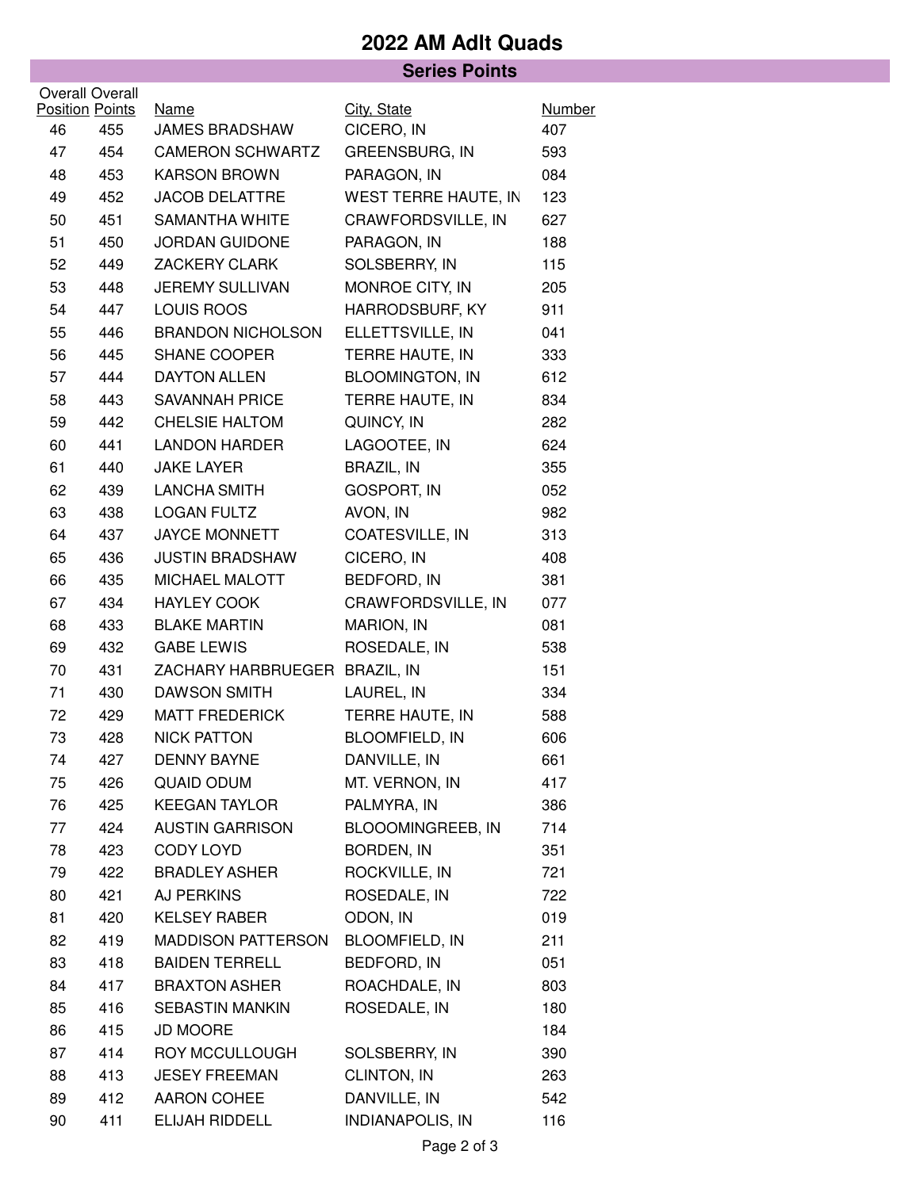# 2022 AM Adlt Quads

## Series Points

| Overall Position | Overall Points | Name | City, State | Number |
|---|---|---|---|---|
| 46 | 455 | JAMES BRADSHAW | CICERO, IN | 407 |
| 47 | 454 | CAMERON SCHWARTZ | GREENSBURG, IN | 593 |
| 48 | 453 | KARSON BROWN | PARAGON, IN | 084 |
| 49 | 452 | JACOB DELATTRE | WEST TERRE HAUTE, IN | 123 |
| 50 | 451 | SAMANTHA WHITE | CRAWFORDSVILLE, IN | 627 |
| 51 | 450 | JORDAN GUIDONE | PARAGON, IN | 188 |
| 52 | 449 | ZACKERY CLARK | SOLSBERRY, IN | 115 |
| 53 | 448 | JEREMY SULLIVAN | MONROE CITY, IN | 205 |
| 54 | 447 | LOUIS ROOS | HARRODSBURF, KY | 911 |
| 55 | 446 | BRANDON NICHOLSON | ELLETTSVILLE, IN | 041 |
| 56 | 445 | SHANE COOPER | TERRE HAUTE, IN | 333 |
| 57 | 444 | DAYTON ALLEN | BLOOMINGTON, IN | 612 |
| 58 | 443 | SAVANNAH PRICE | TERRE HAUTE, IN | 834 |
| 59 | 442 | CHELSIE HALTOM | QUINCY, IN | 282 |
| 60 | 441 | LANDON HARDER | LAGOOTEE, IN | 624 |
| 61 | 440 | JAKE LAYER | BRAZIL, IN | 355 |
| 62 | 439 | LANCHA SMITH | GOSPORT, IN | 052 |
| 63 | 438 | LOGAN FULTZ | AVON, IN | 982 |
| 64 | 437 | JAYCE MONNETT | COATESVILLE, IN | 313 |
| 65 | 436 | JUSTIN BRADSHAW | CICERO, IN | 408 |
| 66 | 435 | MICHAEL MALOTT | BEDFORD, IN | 381 |
| 67 | 434 | HAYLEY COOK | CRAWFORDSVILLE, IN | 077 |
| 68 | 433 | BLAKE MARTIN | MARION, IN | 081 |
| 69 | 432 | GABE LEWIS | ROSEDALE, IN | 538 |
| 70 | 431 | ZACHARY HARBRUEGER | BRAZIL, IN | 151 |
| 71 | 430 | DAWSON SMITH | LAUREL, IN | 334 |
| 72 | 429 | MATT FREDERICK | TERRE HAUTE, IN | 588 |
| 73 | 428 | NICK PATTON | BLOOMFIELD, IN | 606 |
| 74 | 427 | DENNY BAYNE | DANVILLE, IN | 661 |
| 75 | 426 | QUAID ODUM | MT. VERNON, IN | 417 |
| 76 | 425 | KEEGAN TAYLOR | PALMYRA, IN | 386 |
| 77 | 424 | AUSTIN GARRISON | BLOOOMINGREEB, IN | 714 |
| 78 | 423 | CODY LOYD | BORDEN, IN | 351 |
| 79 | 422 | BRADLEY ASHER | ROCKVILLE, IN | 721 |
| 80 | 421 | AJ PERKINS | ROSEDALE, IN | 722 |
| 81 | 420 | KELSEY RABER | ODON, IN | 019 |
| 82 | 419 | MADDISON PATTERSON | BLOOMFIELD, IN | 211 |
| 83 | 418 | BAIDEN TERRELL | BEDFORD, IN | 051 |
| 84 | 417 | BRAXTON ASHER | ROACHDALE, IN | 803 |
| 85 | 416 | SEBASTIN MANKIN | ROSEDALE, IN | 180 |
| 86 | 415 | JD MOORE | | 184 |
| 87 | 414 | ROY MCCULLOUGH | SOLSBERRY, IN | 390 |
| 88 | 413 | JESEY FREEMAN | CLINTON, IN | 263 |
| 89 | 412 | AARON COHEE | DANVILLE, IN | 542 |
| 90 | 411 | ELIJAH RIDDELL | INDIANAPOLIS, IN | 116 |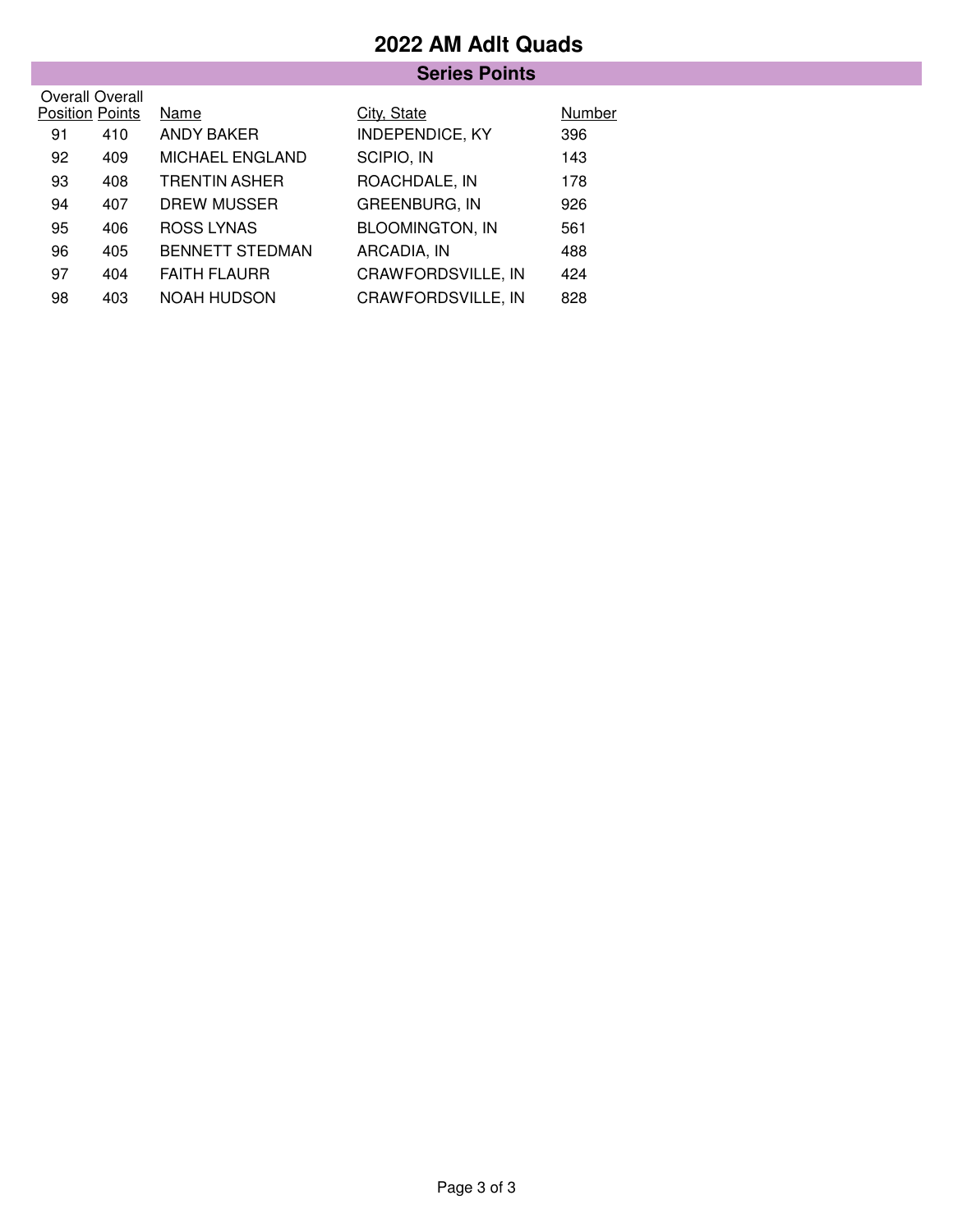# 2022 AM Adlt Quads

## Series Points

| Overall Position | Overall Points | Name | City, State | Number |
|---|---|---|---|---|
| 91 | 410 | ANDY BAKER | INDEPENDICE, KY | 396 |
| 92 | 409 | MICHAEL ENGLAND | SCIPIO, IN | 143 |
| 93 | 408 | TRENTIN ASHER | ROACHDALE, IN | 178 |
| 94 | 407 | DREW MUSSER | GREENBURG, IN | 926 |
| 95 | 406 | ROSS LYNAS | BLOOMINGTON, IN | 561 |
| 96 | 405 | BENNETT STEDMAN | ARCADIA, IN | 488 |
| 97 | 404 | FAITH FLAURR | CRAWFORDSVILLE, IN | 424 |
| 98 | 403 | NOAH HUDSON | CRAWFORDSVILLE, IN | 828 |